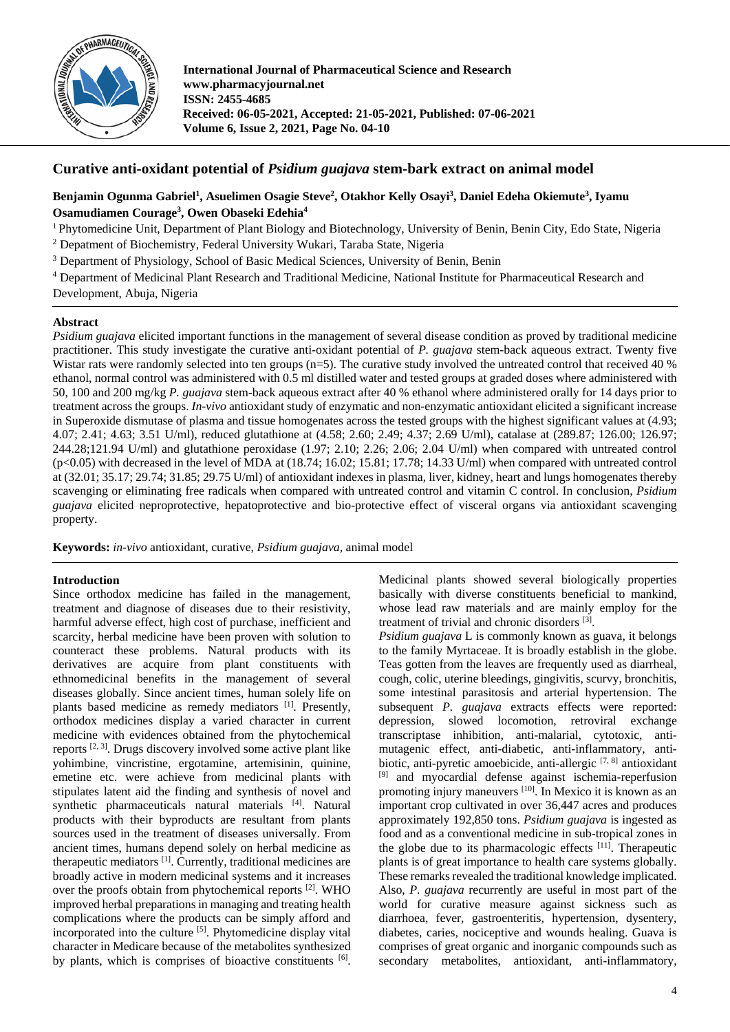International Journal of Pharmaceutical Science and Research
www.pharmacyjournal.net
ISSN: 2455-4685
Received: 06-05-2021, Accepted: 21-05-2021, Published: 07-06-2021
Volume 6, Issue 2, 2021, Page No. 04-10

# Curative anti-oxidant potential of *Psidium guajava* stem-bark extract on animal model

**Benjamin Ogunma Gabriel[1], Asuelimen Osagie Steve[2], Otakhor Kelly Osayi[3], Daniel Edeha Okiemute[3], Iyamu Osamudiamen Courage[3], Owen Obaseki Edehia[4]**

[1] Phytomedicine Unit, Department of Plant Biology and Biotechnology, University of Benin, Benin City, Edo State, Nigeria
[2] Depatment of Biochemistry, Federal University Wukari, Taraba State, Nigeria
[3] Department of Physiology, School of Basic Medical Sciences, University of Benin, Benin
[4] Department of Medicinal Plant Research and Traditional Medicine, National Institute for Pharmaceutical Research and Development, Abuja, Nigeria

## Abstract

*Psidium guajava* elicited important functions in the management of several disease condition as proved by traditional medicine practitioner. This study investigate the curative anti-oxidant potential of *P. guajava* stem-back aqueous extract. Twenty five Wistar rats were randomly selected into ten groups (n=5). The untreated control that received 40 % ethanol, normal control was administered with 0.5 ml distilled water and tested groups at graded doses where administered with 50, 100 and 200 mg/kg *P. guajava* stem-back aqueous extract after 40 % ethanol where administered orally for 14 days prior to treatment across the groups. *In-vivo* antioxidant study of enzymatic and non-enzymatic antioxidant elicited a significant increase in Superoxide dismutase of plasma and tissue homogenates across the tested groups with the highest significant values at (4.93; 4.07; 2.41; 4.63; 3.51 U/ml), reduced glutathione at (4.58; 2.60; 2.49; 4.37; 2.69 U/ml), catalase at (289.87; 126.00; 126.97; 244.28;121.94 U/ml) and glutathione peroxidase (1.97; 2.10; 2.26; 2.06; 2.04 U/ml) when compared with untreated control ($p<0.05$) with decreased in the level of MDA at (18.74; 16.02; 15.81; 17.78; 14.33 U/ml) when compared with untreated control at (32.01; 35.17; 29.74; 31.85; 29.75 U/ml) of antioxidant indexes in plasma, liver, kidney, heart and lungs homogenates thereby scavenging or eliminating free radicals when compared with untreated control and vitamin C control. In conclusion, *Psidium guajava* elicited neproprotective, hepatoprotective and bio-protective effect of visceral organs via antioxidant scavenging property.

**Keywords:** *in-vivo* antioxidant, curative, *Psidium guajava,* animal model

## Introduction

Since orthodox medicine has failed in the management, treatment and diagnose of diseases due to their resistivity, harmful adverse effect, high cost of purchase, inefficient and scarcity, herbal medicine have been proven with solution to counteract these problems. Natural products with its derivatives are acquire from plant constituents with ethnomedicinal benefits in the management of several diseases globally. Since ancient times, human solely life on plants based medicine as remedy mediators [1]. Presently, orthodox medicines display a varied character in current medicine with evidences obtained from the phytochemical reports [2, 3]. Drugs discovery involved some active plant like yohimbine, vincristine, ergotamine, artemisinin, quinine, emetine etc. were achieve from medicinal plants with stipulates latent aid the finding and synthesis of novel and synthetic pharmaceuticals natural materials [4]. Natural products with their byproducts are resultant from plants sources used in the treatment of diseases universally. From ancient times, humans depend solely on herbal medicine as therapeutic mediators [1]. Currently, traditional medicines are broadly active in modern medicinal systems and it increases over the proofs obtain from phytochemical reports [2]. WHO improved herbal preparations in managing and treating health complications where the products can be simply afford and incorporated into the culture [5]. Phytomedicine display vital character in Medicare because of the metabolites synthesized by plants, which is comprises of bioactive constituents [6]. Medicinal plants showed several biologically properties basically with diverse constituents beneficial to mankind, whose lead raw materials and are mainly employ for the treatment of trivial and chronic disorders [3].

*Psidium guajava* L is commonly known as guava, it belongs to the family Myrtaceae. It is broadly establish in the globe. Teas gotten from the leaves are frequently used as diarrheal, cough, colic, uterine bleedings, gingivitis, scurvy, bronchitis, some intestinal parasitosis and arterial hypertension. The subsequent *P. guajava* extracts effects were reported: depression, slowed locomotion, retroviral exchange transcriptase inhibition, anti-malarial, cytotoxic, anti-mutagenic effect, anti-diabetic, anti-inflammatory, anti-biotic, anti-pyretic amoebicide, anti-allergic [7, 8] antioxidant [9] and myocardial defense against ischemia-reperfusion promoting injury maneuvers [10]. In Mexico it is known as an important crop cultivated in over 36,447 acres and produces approximately 192,850 tons. *Psidium guajava* is ingested as food and as a conventional medicine in sub-tropical zones in the globe due to its pharmacologic effects [11]. Therapeutic plants is of great importance to health care systems globally. These remarks revealed the traditional knowledge implicated. Also, *P. guajava* recurrently are useful in most part of the world for curative measure against sickness such as diarrhoea, fever, gastroenteritis, hypertension, dysentery, diabetes, caries, nociceptive and wounds healing. Guava is comprises of great organic and inorganic compounds such as secondary metabolites, antioxidant, anti-inflammatory,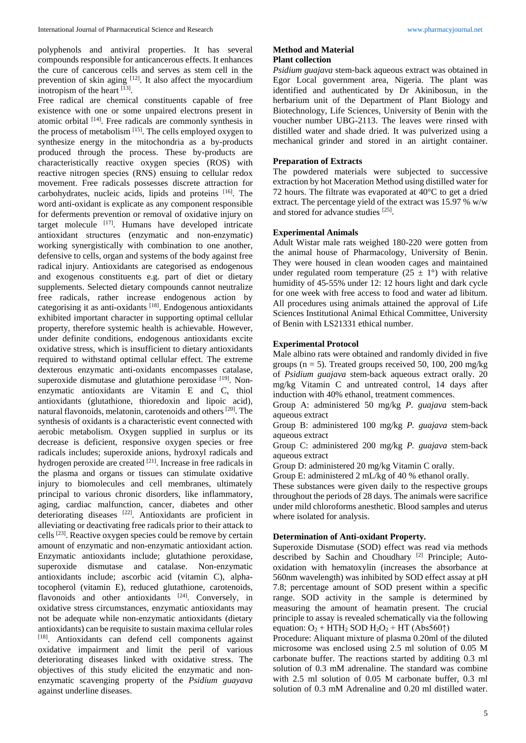polyphenols and antiviral properties. It has several compounds responsible for anticancerous effects. It enhances the cure of cancerous cells and serves as stem cell in the prevention of skin aging [12]. It also affect the myocardium inotropism of the heart [13].

Free radical are chemical constituents capable of free existence with one or some unpaired electrons present in atomic orbital [14]. Free radicals are commonly synthesis in the process of metabolism [15]. The cells employed oxygen to synthesize energy in the mitochondria as a by-products produced through the process. These by-products are characteristically reactive oxygen species (ROS) with reactive nitrogen species (RNS) ensuing to cellular redox movement. Free radicals possesses discrete attraction for carbohydrates, nucleic acids, lipids and proteins [16]. The word anti-oxidant is explicate as any component responsible for deferments prevention or removal of oxidative injury on target molecule [17]. Humans have developed intricate antioxidant structures (enzymatic and non-enzymatic) working synergistically with combination to one another, defensive to cells, organ and systems of the body against free radical injury. Antioxidants are categorised as endogenous and exogenous constituents e.g. part of diet or dietary supplements. Selected dietary compounds cannot neutralize free radicals, rather increase endogenous action by categorising it as anti-oxidants [18]. Endogenous antioxidants exhibited important character in supporting optimal cellular property, therefore systemic health is achievable. However, under definite conditions, endogenous antioxidants excite oxidative stress, which is insufficient to dietary antioxidants required to withstand optimal cellular effect. The extreme dexterous enzymatic anti-oxidants encompasses catalase, superoxide dismutase and glutathione peroxidase [19]. Non-enzymatic antioxidants are Vitamin E and C, thiol antioxidants (glutathione, thioredoxin and lipoic acid), natural flavonoids, melatonin, carotenoids and others [20]. The synthesis of oxidants is a characteristic event connected with aerobic metabolism. Oxygen supplied in surplus or its decrease is deficient, responsive oxygen species or free radicals includes; superoxide anions, hydroxyl radicals and hydrogen peroxide are created [21]. Increase in free radicals in the plasma and organs or tissues can stimulate oxidative injury to biomolecules and cell membranes, ultimately principal to various chronic disorders, like inflammatory, aging, cardiac malfunction, cancer, diabetes and other deteriorating diseases [22]. Antioxidants are proficient in alleviating or deactivating free radicals prior to their attack to cells [23]. Reactive oxygen species could be remove by certain amount of enzymatic and non-enzymatic antioxidant action. Enzymatic antioxidants include; glutathione peroxidase, superoxide dismutase and catalase. Non-enzymatic antioxidants include; ascorbic acid (vitamin C), alpha-tocopherol (vitamin E), reduced glutathione, carotenoids, flavonoids and other antioxidants [24]. Conversely, in oxidative stress circumstances, enzymatic antioxidants may not be adequate while non-enzymatic antioxidants (dietary antioxidants) can be requisite to sustain maxima cellular roles [18]. Antioxidants can defend cell components against oxidative impairment and limit the peril of various deteriorating diseases linked with oxidative stress. The objectives of this study elicited the enzymatic and non-enzymatic scavenging property of the *Psidium guayava* against underline diseases.

## Method and Material

### Plant collection

*Psidium guajava* stem-back aqueous extract was obtained in Egor Local government area, Nigeria. The plant was identified and authenticated by Dr Akinibosun, in the herbarium unit of the Department of Plant Biology and Biotechnology, Life Sciences, University of Benin with the voucher number UBG-2113. The leaves were rinsed with distilled water and shade dried. It was pulverized using a mechanical grinder and stored in an airtight container.

### Preparation of Extracts

The powdered materials were subjected to successive extraction by hot Maceration Method using distilled water for 72 hours. The filtrate was evaporated at 40°C to get a dried extract. The percentage yield of the extract was 15.97 % w/w and stored for advance studies [25].

### Experimental Animals

Adult Wistar male rats weighed 180-220 were gotten from the animal house of Pharmacology, University of Benin. They were housed in clean wooden cages and maintained under regulated room temperature (25 ± 1°) with relative humidity of 45-55% under 12: 12 hours light and dark cycle for one week with free access to food and water ad libitum. All procedures using animals attained the approval of Life Sciences Institutional Animal Ethical Committee, University of Benin with LS21331 ethical number.

### Experimental Protocol

Male albino rats were obtained and randomly divided in five groups (n = 5). Treated groups received 50, 100, 200 mg/kg of *Psidium guajava* stem-back aqueous extract orally. 20 mg/kg Vitamin C and untreated control, 14 days after induction with 40% ethanol, treatment commences.

Group A: administered 50 mg/kg *P. guajava* stem-back aqueous extract

Group B: administered 100 mg/kg *P. guajava* stem-back aqueous extract

Group C: administered 200 mg/kg *P. guajava* stem-back aqueous extract

Group D: administered 20 mg/kg Vitamin C orally.

Group E: administered 2 mL/kg of 40 % ethanol orally.

These substances were given daily to the respective groups throughout the periods of 28 days. The animals were sacrifice under mild chloroforms anesthetic. Blood samples and uterus where isolated for analysis.

### Determination of Anti-oxidant Property.

Superoxide Dismutase (SOD) effect was read via methods described by Sachin and Choudhary [2] Principle; Auto-oxidation with hematoxylin (increases the absorbance at 560nm wavelength) was inhibited by SOD effect assay at pH 7.8; percentage amount of SOD present within a specific range. SOD activity in the sample is determined by measuring the amount of heamatin present. The crucial principle to assay is revealed schematically via the following equation: $O_2 + HTH_2$ SOD $H_2O_2 + HT$ (Abs560↑)

Procedure: Aliquant mixture of plasma 0.20ml of the diluted microsome was enclosed using 2.5 ml solution of 0.05 M carbonate buffer. The reactions started by adding 0.3 ml solution of 0.3 mM adrenaline. The standard was combine with 2.5 ml solution of 0.05 M carbonate buffer, 0.3 ml solution of 0.3 mM Adrenaline and 0.20 ml distilled water.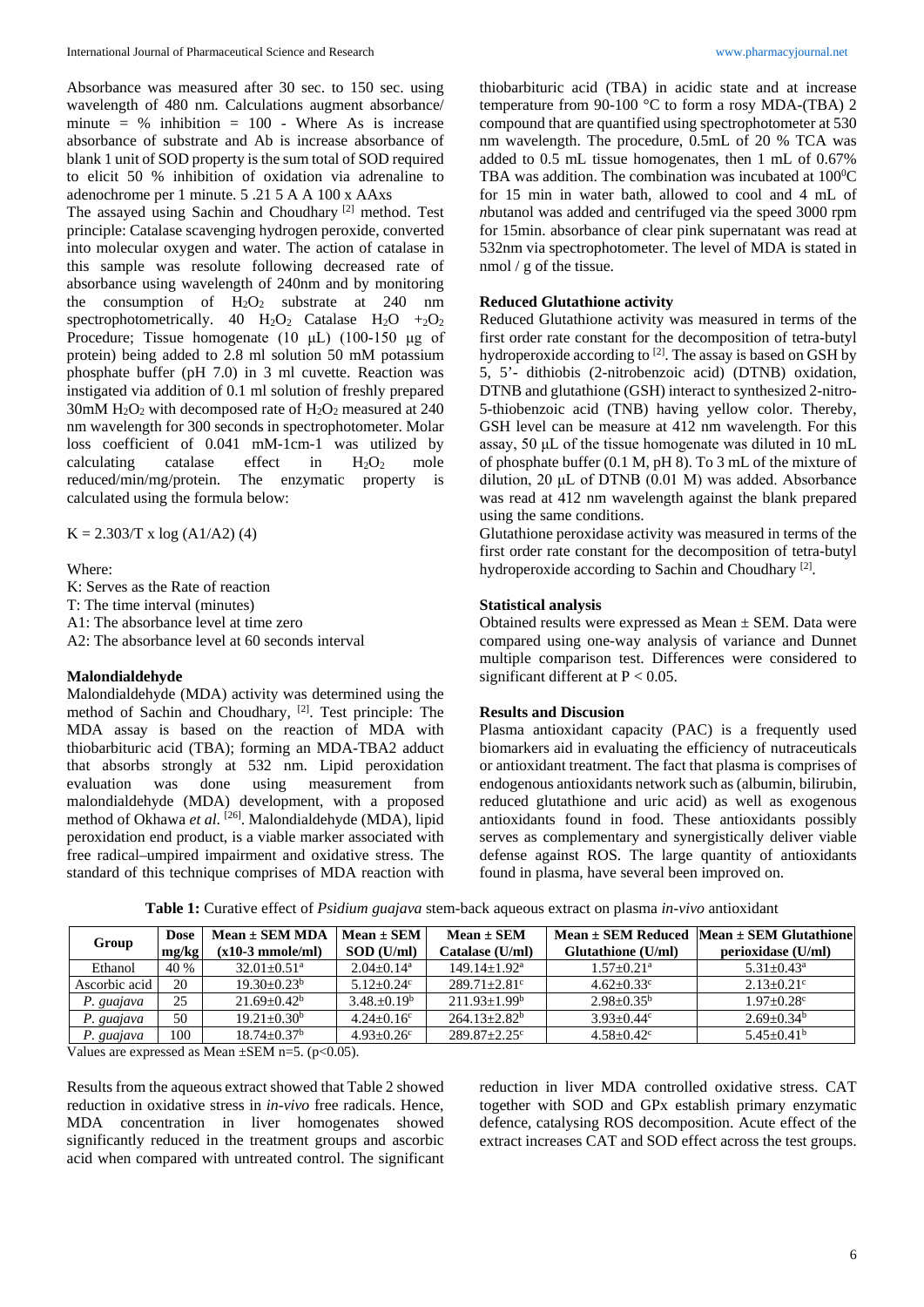Absorbance was measured after 30 sec. to 150 sec. using wavelength of 480 nm. Calculations augment absorbance/ minute = % inhibition = 100 - Where As is increase absorbance of substrate and Ab is increase absorbance of blank 1 unit of SOD property is the sum total of SOD required to elicit 50 % inhibition of oxidation via adrenaline to adenochrome per 1 minute. 5 .21 5 A A 100 x AAxs

The assayed using Sachin and Choudhary [2] method. Test principle: Catalase scavenging hydrogen peroxide, converted into molecular oxygen and water. The action of catalase in this sample was resolute following decreased rate of absorbance using wavelength of 240nm and by monitoring the consumption of $H_2O_2$ substrate at 240 nm spectrophotometrically. 40 $H_2O_2$ Catalase $H_2O$ $+_2O_2$ Procedure; Tissue homogenate (10 µL) (100-150 µg of protein) being added to 2.8 ml solution 50 mM potassium phosphate buffer (pH 7.0) in 3 ml cuvette. Reaction was instigated via addition of 0.1 ml solution of freshly prepared 30mM $H_2O_2$ with decomposed rate of $H_2O_2$ measured at 240 nm wavelength for 300 seconds in spectrophotometer. Molar loss coefficient of 0.041 mM-1cm-1 was utilized by calculating catalase effect in $H_2O_2$ mole reduced/min/mg/protein. The enzymatic property is calculated using the formula below:

$K = 2.303/T \times \log (A1/A2)$ (4)

Where:

K: Serves as the Rate of reaction

T: The time interval (minutes)

A1: The absorbance level at time zero

A2: The absorbance level at 60 seconds interval

### Malondialdehyde

Malondialdehyde (MDA) activity was determined using the method of Sachin and Choudhary, [2]. Test principle: The MDA assay is based on the reaction of MDA with thiobarbituric acid (TBA); forming an MDA-TBA2 adduct that absorbs strongly at 532 nm. Lipid peroxidation evaluation was done using measurement from malondialdehyde (MDA) development, with a proposed method of Okhawa *et al.* [26]. Malondialdehyde (MDA), lipid peroxidation end product, is a viable marker associated with free radical–umpired impairment and oxidative stress. The standard of this technique comprises of MDA reaction with thiobarbituric acid (TBA) in acidic state and at increase temperature from 90-100 °C to form a rosy MDA-(TBA) 2 compound that are quantified using spectrophotometer at 530 nm wavelength. The procedure, 0.5mL of 20 % TCA was added to 0.5 mL tissue homogenates, then 1 mL of 0.67% TBA was addition. The combination was incubated at $100^0$C for 15 min in water bath, allowed to cool and 4 mL of *n*butanol was added and centrifuged via the speed 3000 rpm for 15min. absorbance of clear pink supernatant was read at 532nm via spectrophotometer. The level of MDA is stated in nmol / g of the tissue.

### Reduced Glutathione activity

Reduced Glutathione activity was measured in terms of the first order rate constant for the decomposition of tetra-butyl hydroperoxide according to [2]. The assay is based on GSH by 5, 5'- dithiobis (2-nitrobenzoic acid) (DTNB) oxidation, DTNB and glutathione (GSH) interact to synthesized 2-nitro-5-thiobenzoic acid (TNB) having yellow color. Thereby, GSH level can be measure at 412 nm wavelength. For this assay, 50 µL of the tissue homogenate was diluted in 10 mL of phosphate buffer (0.1 M, pH 8). To 3 mL of the mixture of dilution, 20 µL of DTNB (0.01 M) was added. Absorbance was read at 412 nm wavelength against the blank prepared using the same conditions.

Glutathione peroxidase activity was measured in terms of the first order rate constant for the decomposition of tetra-butyl hydroperoxide according to Sachin and Choudhary [2].

### Statistical analysis

Obtained results were expressed as Mean ± SEM. Data were compared using one-way analysis of variance and Dunnet multiple comparison test. Differences were considered to significant different at $P < 0.05$.

### Results and Discussion

Plasma antioxidant capacity (PAC) is a frequently used biomarkers aid in evaluating the efficiency of nutraceuticals or antioxidant treatment. The fact that plasma is comprises of endogenous antioxidants network such as (albumin, bilirubin, reduced glutathione and uric acid) as well as exogenous antioxidants found in food. These antioxidants possibly serves as complementary and synergistically deliver viable defense against ROS. The large quantity of antioxidants found in plasma, have several been improved on.

**Table 1:** Curative effect of *Psidium guajava* stem-back aqueous extract on plasma *in-vivo* antioxidant

| Group | Dose mg/kg | Mean ± SEM MDA (x10-3 mmole/ml) | Mean ± SEM SOD (U/ml) | Mean ± SEM Catalase (U/ml) | Mean ± SEM Reduced Glutathione (U/ml) | Mean ± SEM Glutathione perioxidase (U/ml) |
|---|---|---|---|---|---|---|
| Ethanol | 40 % | 32.01±0.51[a] | 2.04±0.14[a] | 149.14±1.92[a] | 1.57±0.21[a] | 5.31±0.43[a] |
| Ascorbic acid | 20 | 19.30±0.23[b] | 5.12±0.24[c] | 289.71±2.81[c] | 4.62±0.33[c] | 2.13±0.21[c] |
| *P. guajava* | 25 | 21.69±0.42[b] | 3.48.±0.19[b] | 211.93±1.99[b] | 2.98±0.35[b] | 1.97±0.28[c] |
| *P. guajava* | 50 | 19.21±0.30[b] | 4.24±0.16[c] | 264.13±2.82[b] | 3.93±0.44[c] | 2.69±0.34[b] |
| *P. guajava* | 100 | 18.74±0.37[b] | 4.93±0.26[c] | 289.87±2.25[c] | 4.58±0.42[c] | 5.45±0.41[b] |

Values are expressed as Mean ±SEM n=5. (p<0.05).

Results from the aqueous extract showed that Table 2 showed reduction in oxidative stress in *in-vivo* free radicals. Hence, MDA concentration in liver homogenates showed significantly reduced in the treatment groups and ascorbic acid when compared with untreated control. The significant reduction in liver MDA controlled oxidative stress. CAT together with SOD and GPx establish primary enzymatic defence, catalysing ROS decomposition. Acute effect of the extract increases CAT and SOD effect across the test groups.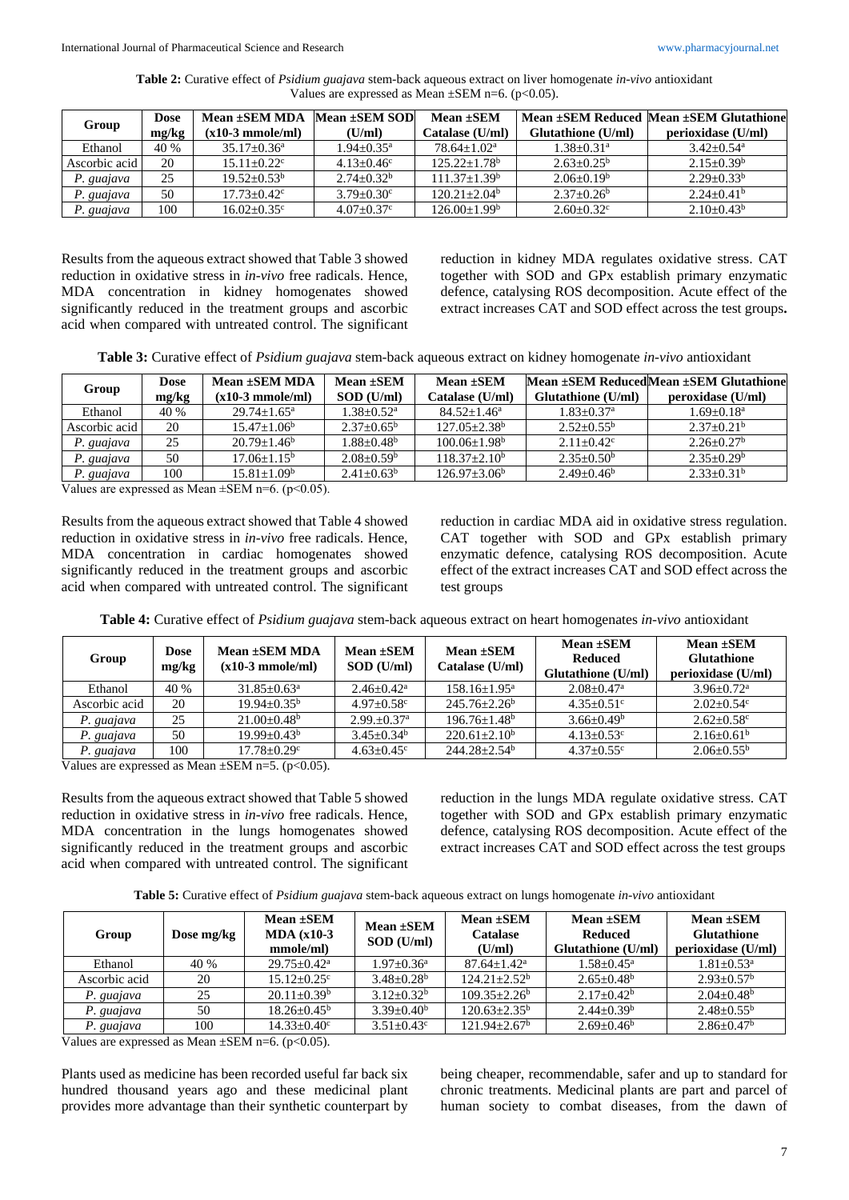**Table 2:** Curative effect of *Psidium guajava* stem-back aqueous extract on liver homogenate *in-vivo* antioxidant Values are expressed as Mean ±SEM n=6. (p<0.05).

| Group | Dose mg/kg | Mean ±SEM MDA (x10-3 mmole/ml) | Mean ±SEM SOD (U/ml) | Mean ±SEM Catalase (U/ml) | Mean ±SEM Reduced Glutathione (U/ml) | Mean ±SEM Glutathione perioxidase (U/ml) |
|---|---|---|---|---|---|---|
| Ethanol | 40 % | 35.17±0.36[a] | 1.94±0.35[a] | 78.64±1.02[a] | 1.38±0.31[a] | 3.42±0.54[a] |
| Ascorbic acid | 20 | 15.11±0.22[c] | 4.13±0.46[c] | 125.22±1.78[b] | 2.63±0.25[b] | 2.15±0.39[b] |
| *P. guajava* | 25 | 19.52±0.53[b] | 2.74±0.32[b] | 111.37±1.39[b] | 2.06±0.19[b] | 2.29±0.33[b] |
| *P. guajava* | 50 | 17.73±0.42[c] | 3.79±0.30[c] | 120.21±2.04[b] | 2.37±0.26[b] | 2.24±0.41[b] |
| *P. guajava* | 100 | 16.02±0.35[c] | 4.07±0.37[c] | 126.00±1.99[b] | 2.60±0.32[c] | 2.10±0.43[b] |

Results from the aqueous extract showed that Table 3 showed reduction in oxidative stress in *in-vivo* free radicals. Hence, MDA concentration in kidney homogenates showed significantly reduced in the treatment groups and ascorbic acid when compared with untreated control. The significant reduction in kidney MDA regulates oxidative stress. CAT together with SOD and GPx establish primary enzymatic defence, catalysing ROS decomposition. Acute effect of the extract increases CAT and SOD effect across the test groups**.**

**Table 3:** Curative effect of *Psidium guajava* stem-back aqueous extract on kidney homogenate *in-vivo* antioxidant

| Group | Dose mg/kg | Mean ±SEM MDA (x10-3 mmole/ml) | Mean ±SEM SOD (U/ml) | Mean ±SEM Catalase (U/ml) | Mean ±SEM Reduced Glutathione (U/ml) | Mean ±SEM Glutathione peroxidase (U/ml) |
|---|---|---|---|---|---|---|
| Ethanol | 40 % | 29.74±1.65[a] | 1.38±0.52[a] | 84.52±1.46[a] | 1.83±0.37[a] | 1.69±0.18[a] |
| Ascorbic acid | 20 | 15.47±1.06[b] | 2.37±0.65[b] | 127.05±2.38[b] | 2.52±0.55[b] | 2.37±0.21[b] |
| *P. guajava* | 25 | 20.79±1.46[b] | 1.88±0.48[b] | 100.06±1.98[b] | 2.11±0.42[c] | 2.26±0.27[b] |
| *P. guajava* | 50 | 17.06±1.15[b] | 2.08±0.59[b] | 118.37±2.10[b] | 2.35±0.50[b] | 2.35±0.29[b] |
| *P. guajava* | 100 | 15.81±1.09[b] | 2.41±0.63[b] | 126.97±3.06[b] | 2.49±0.46[b] | 2.33±0.31[b] |

Values are expressed as Mean ±SEM n=6. (p<0.05).

Results from the aqueous extract showed that Table 4 showed reduction in oxidative stress in *in-vivo* free radicals. Hence, MDA concentration in cardiac homogenates showed significantly reduced in the treatment groups and ascorbic acid when compared with untreated control. The significant reduction in cardiac MDA aid in oxidative stress regulation. CAT together with SOD and GPx establish primary enzymatic defence, catalysing ROS decomposition. Acute effect of the extract increases CAT and SOD effect across the test groups

**Table 4:** Curative effect of *Psidium guajava* stem-back aqueous extract on heart homogenates *in-vivo* antioxidant

| Group | Dose mg/kg | Mean ±SEM MDA (x10-3 mmole/ml) | Mean ±SEM SOD (U/ml) | Mean ±SEM Catalase (U/ml) | Mean ±SEM Reduced Glutathione (U/ml) | Mean ±SEM Glutathione perioxidase (U/ml) |
|---|---|---|---|---|---|---|
| Ethanol | 40 % | 31.85±0.63[a] | 2.46±0.42[a] | 158.16±1.95[a] | 2.08±0.47[a] | 3.96±0.72[a] |
| Ascorbic acid | 20 | 19.94±0.35[b] | 4.97±0.58[c] | 245.76±2.26[b] | 4.35±0.51[c] | 2.02±0.54[c] |
| *P. guajava* | 25 | 21.00±0.48[b] | 2.99.±0.37[a] | 196.76±1.48[b] | 3.66±0.49[b] | 2.62±0.58[c] |
| *P. guajava* | 50 | 19.99±0.43[b] | 3.45±0.34[b] | 220.61±2.10[b] | 4.13±0.53[c] | 2.16±0.61[b] |
| *P. guajava* | 100 | 17.78±0.29[c] | 4.63±0.45[c] | 244.28±2.54[b] | 4.37±0.55[c] | 2.06±0.55[b] |

Values are expressed as Mean ±SEM n=5. (p<0.05).

Results from the aqueous extract showed that Table 5 showed reduction in oxidative stress in *in-vivo* free radicals. Hence, MDA concentration in the lungs homogenates showed significantly reduced in the treatment groups and ascorbic acid when compared with untreated control. The significant reduction in the lungs MDA regulate oxidative stress. CAT together with SOD and GPx establish primary enzymatic defence, catalysing ROS decomposition. Acute effect of the extract increases CAT and SOD effect across the test groups

**Table 5:** Curative effect of *Psidium guajava* stem-back aqueous extract on lungs homogenate *in-vivo* antioxidant

| Group | Dose mg/kg | Mean ±SEM MDA (x10-3 mmole/ml) | Mean ±SEM SOD (U/ml) | Mean ±SEM Catalase (U/ml) | Mean ±SEM Reduced Glutathione (U/ml) | Mean ±SEM Glutathione perioxidase (U/ml) |
|---|---|---|---|---|---|---|
| Ethanol | 40 % | 29.75±0.42[a] | 1.97±0.36[a] | 87.64±1.42[a] | 1.58±0.45[a] | 1.81±0.53[a] |
| Ascorbic acid | 20 | 15.12±0.25[c] | 3.48±0.28[b] | 124.21±2.52[b] | 2.65±0.48[b] | 2.93±0.57[b] |
| *P. guajava* | 25 | 20.11±0.39[b] | 3.12±0.32[b] | 109.35±2.26[b] | 2.17±0.42[b] | 2.04±0.48[b] |
| *P. guajava* | 50 | 18.26±0.45[b] | 3.39±0.40[b] | 120.63±2.35[b] | 2.44±0.39[b] | 2.48±0.55[b] |
| *P. guajava* | 100 | 14.33±0.40[c] | 3.51±0.43[c] | 121.94±2.67[b] | 2.69±0.46[b] | 2.86±0.47[b] |

Values are expressed as Mean ±SEM n=6. (p<0.05).

Plants used as medicine has been recorded useful far back six hundred thousand years ago and these medicinal plant provides more advantage than their synthetic counterpart by being cheaper, recommendable, safer and up to standard for chronic treatments. Medicinal plants are part and parcel of human society to combat diseases, from the dawn of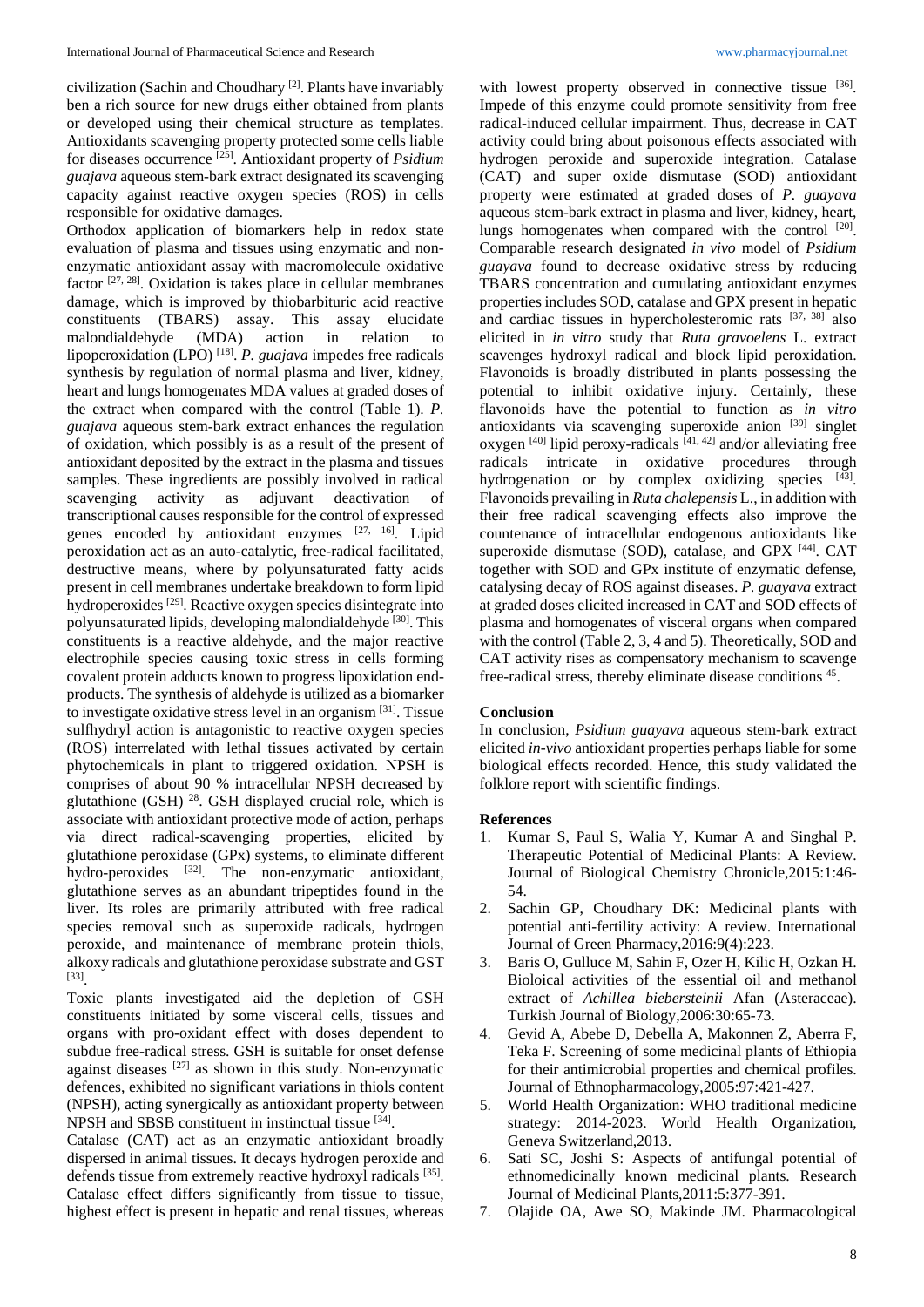civilization (Sachin and Choudhary [2]. Plants have invariably ben a rich source for new drugs either obtained from plants or developed using their chemical structure as templates. Antioxidants scavenging property protected some cells liable for diseases occurrence [25]. Antioxidant property of *Psidium guajava* aqueous stem-bark extract designated its scavenging capacity against reactive oxygen species (ROS) in cells responsible for oxidative damages.

Orthodox application of biomarkers help in redox state evaluation of plasma and tissues using enzymatic and non-enzymatic antioxidant assay with macromolecule oxidative factor [27, 28]. Oxidation is takes place in cellular membranes damage, which is improved by thiobarbituric acid reactive constituents (TBARS) assay. This assay elucidate malondialdehyde (MDA) action in relation to lipoperoxidation (LPO) [18]. *P. guajava* impedes free radicals synthesis by regulation of normal plasma and liver, kidney, heart and lungs homogenates MDA values at graded doses of the extract when compared with the control (Table 1). *P. guajava* aqueous stem-bark extract enhances the regulation of oxidation, which possibly is as a result of the present of antioxidant deposited by the extract in the plasma and tissues samples. These ingredients are possibly involved in radical scavenging activity as adjuvant deactivation of transcriptional causes responsible for the control of expressed genes encoded by antioxidant enzymes [27, 16]. Lipid peroxidation act as an auto-catalytic, free-radical facilitated, destructive means, where by polyunsaturated fatty acids present in cell membranes undertake breakdown to form lipid hydroperoxides [29]. Reactive oxygen species disintegrate into polyunsaturated lipids, developing malondialdehyde [30]. This constituents is a reactive aldehyde, and the major reactive electrophile species causing toxic stress in cells forming covalent protein adducts known to progress lipoxidation end-products. The synthesis of aldehyde is utilized as a biomarker to investigate oxidative stress level in an organism [31]. Tissue sulfhydryl action is antagonistic to reactive oxygen species (ROS) interrelated with lethal tissues activated by certain phytochemicals in plant to triggered oxidation. NPSH is comprises of about 90 % intracellular NPSH decreased by glutathione (GSH) [28]. GSH displayed crucial role, which is associate with antioxidant protective mode of action, perhaps via direct radical-scavenging properties, elicited by glutathione peroxidase (GPx) systems, to eliminate different hydro-peroxides [32]. The non-enzymatic antioxidant, glutathione serves as an abundant tripeptides found in the liver. Its roles are primarily attributed with free radical species removal such as superoxide radicals, hydrogen peroxide, and maintenance of membrane protein thiols, alkoxy radicals and glutathione peroxidase substrate and GST [33].

Toxic plants investigated aid the depletion of GSH constituents initiated by some visceral cells, tissues and organs with pro-oxidant effect with doses dependent to subdue free-radical stress. GSH is suitable for onset defense against diseases [27] as shown in this study. Non-enzymatic defences, exhibited no significant variations in thiols content (NPSH), acting synergically as antioxidant property between NPSH and SBSB constituent in instinctual tissue [34].

Catalase (CAT) act as an enzymatic antioxidant broadly dispersed in animal tissues. It decays hydrogen peroxide and defends tissue from extremely reactive hydroxyl radicals [35]. Catalase effect differs significantly from tissue to tissue, highest effect is present in hepatic and renal tissues, whereas with lowest property observed in connective tissue [36]. Impede of this enzyme could promote sensitivity from free radical-induced cellular impairment. Thus, decrease in CAT activity could bring about poisonous effects associated with hydrogen peroxide and superoxide integration. Catalase (CAT) and super oxide dismutase (SOD) antioxidant property were estimated at graded doses of *P. guayava* aqueous stem-bark extract in plasma and liver, kidney, heart, lungs homogenates when compared with the control [20]. Comparable research designated *in vivo* model of *Psidium guayava* found to decrease oxidative stress by reducing TBARS concentration and cumulating antioxidant enzymes properties includes SOD, catalase and GPX present in hepatic and cardiac tissues in hypercholesteromic rats [37, 38] also elicited in *in vitro* study that *Ruta gravoelens* L. extract scavenges hydroxyl radical and block lipid peroxidation. Flavonoids is broadly distributed in plants possessing the potential to inhibit oxidative injury. Certainly, these flavonoids have the potential to function as *in vitro* antioxidants via scavenging superoxide anion [39] singlet oxygen [40] lipid peroxy-radicals [41, 42] and/or alleviating free radicals intricate in oxidative procedures through hydrogenation or by complex oxidizing species [43]. Flavonoids prevailing in *Ruta chalepensis* L., in addition with their free radical scavenging effects also improve the countenance of intracellular endogenous antioxidants like superoxide dismutase (SOD), catalase, and GPX [44]. CAT together with SOD and GPx institute of enzymatic defense, catalysing decay of ROS against diseases. *P. guayava* extract at graded doses elicited increased in CAT and SOD effects of plasma and homogenates of visceral organs when compared with the control (Table 2, 3, 4 and 5). Theoretically, SOD and CAT activity rises as compensatory mechanism to scavenge free-radical stress, thereby eliminate disease conditions [45].

## Conclusion

In conclusion, *Psidium guayava* aqueous stem-bark extract elicited *in-vivo* antioxidant properties perhaps liable for some biological effects recorded. Hence, this study validated the folklore report with scientific findings.

## References

1. Kumar S, Paul S, Walia Y, Kumar A and Singhal P. Therapeutic Potential of Medicinal Plants: A Review. Journal of Biological Chemistry Chronicle,2015:1:46-54.
2. Sachin GP, Choudhary DK: Medicinal plants with potential anti-fertility activity: A review. International Journal of Green Pharmacy,2016:9(4):223.
3. Baris O, Gulluce M, Sahin F, Ozer H, Kilic H, Ozkan H. Bioloical activities of the essential oil and methanol extract of *Achillea biebersteinii* Afan (Asteraceae). Turkish Journal of Biology,2006:30:65-73.
4. Gevid A, Abebe D, Debella A, Makonnen Z, Aberra F, Teka F. Screening of some medicinal plants of Ethiopia for their antimicrobial properties and chemical profiles. Journal of Ethnopharmacology,2005:97:421-427.
5. World Health Organization: WHO traditional medicine strategy: 2014-2023. World Health Organization, Geneva Switzerland,2013.
6. Sati SC, Joshi S: Aspects of antifungal potential of ethnomedicinally known medicinal plants. Research Journal of Medicinal Plants,2011:5:377-391.
7. Olajide OA, Awe SO, Makinde JM. Pharmacological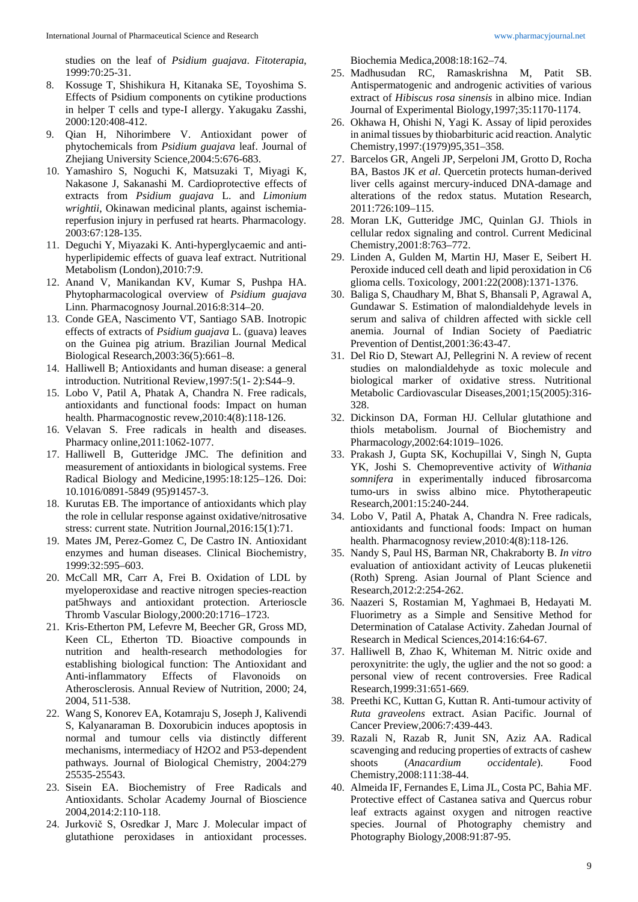studies on the leaf of *Psidium guajava*. *Fitoterapia*, 1999:70:25-31.

8. Kossuge T, Shishikura H, Kitanaka SE, Toyoshima S. Effects of Psidium components on cytikine productions in helper T cells and type-I allergy. Yakugaku Zasshi, 2000:120:408-412.
9. Qian H, Nihorimbere V. Antioxidant power of phytochemicals from *Psidium guajava* leaf. Journal of Zhejiang University Science,2004:5:676-683.
10. Yamashiro S, Noguchi K, Matsuzaki T, Miyagi K, Nakasone J, Sakanashi M. Cardioprotective effects of extracts from *Psidium guajava* L. and *Limonium wrightii*, Okinawan medicinal plants, against ischemia-reperfusion injury in perfused rat hearts. Pharmacology. 2003:67:128-135.
11. Deguchi Y, Miyazaki K. Anti-hyperglycaemic and anti-hyperlipidemic effects of guava leaf extract. Nutritional Metabolism (London),2010:7:9.
12. Anand V, Manikandan KV, Kumar S, Pushpa HA. Phytopharmacological overview of *Psidium guajava* Linn. Pharmacognosy Journal.2016:8:314–20.
13. Conde GEA, Nascimento VT, Santiago SAB. Inotropic effects of extracts of *Psidium guajava* L. (guava) leaves on the Guinea pig atrium. Brazilian Journal Medical Biological Research,2003:36(5):661–8.
14. Halliwell B; Antioxidants and human disease: a general introduction. Nutritional Review,1997:5(1- 2):S44–9.
15. Lobo V, Patil A, Phatak A, Chandra N. Free radicals, antioxidants and functional foods: Impact on human health. Pharmacognostic revew,2010:4(8):118-126.
16. Velavan S. Free radicals in health and diseases. Pharmacy online,2011:1062-1077.
17. Halliwell B, Gutteridge JMC. The definition and measurement of antioxidants in biological systems. Free Radical Biology and Medicine,1995:18:125–126. Doi: 10.1016/0891-5849 (95)91457-3.
18. Kurutas EB. The importance of antioxidants which play the role in cellular response against oxidative/nitrosative stress: current state. Nutrition Journal,2016:15(1):71.
19. Mates JM, Perez-Gomez C, De Castro IN. Antioxidant enzymes and human diseases. Clinical Biochemistry, 1999:32:595–603.
20. McCall MR, Carr A, Frei B. Oxidation of LDL by myeloperoxidase and reactive nitrogen species-reaction pat5hways and antioxidant protection. Arterioscle Thromb Vascular Biology,2000:20:1716–1723.
21. Kris-Etherton PM, Lefevre M, Beecher GR, Gross MD, Keen CL, Etherton TD. Bioactive compounds in nutrition and health-research methodologies for establishing biological function: The Antioxidant and Anti-inflammatory Effects of Flavonoids on Atherosclerosis. Annual Review of Nutrition, 2000; 24, 2004, 511-538.
22. Wang S, Konorev EA, Kotamraju S, Joseph J, Kalivendi S, Kalyanaraman B. Doxorubicin induces apoptosis in normal and tumour cells via distinctly different mechanisms, intermediacy of H2O2 and P53-dependent pathways. Journal of Biological Chemistry, 2004:279 25535-25543.
23. Sisein EA. Biochemistry of Free Radicals and Antioxidants. Scholar Academy Journal of Bioscience 2004,2014:2:110-118.
24. Jurkovič S, Osredkar J, Marc J. Molecular impact of glutathione peroxidases in antioxidant processes. Biochemia Medica,2008:18:162–74.
25. Madhusudan RC, Ramaskrishna M, Patit SB. Antispermatogenic and androgenic activities of various extract of *Hibiscus rosa sinensis* in albino mice. Indian Journal of Experimental Biology,1997;35:1170-1174.
26. Okhawa H, Ohishi N, Yagi K. Assay of lipid peroxides in animal tissues by thiobarbituric acid reaction. Analytic Chemistry,1997:(1979)95,351–358.
27. Barcelos GR, Angeli JP, Serpeloni JM, Grotto D, Rocha BA, Bastos JK *et al*. Quercetin protects human-derived liver cells against mercury-induced DNA-damage and alterations of the redox status. Mutation Research, 2011:726:109–115.
28. Moran LK, Gutteridge JMC, Quinlan GJ. Thiols in cellular redox signaling and control. Current Medicinal Chemistry,2001:8:763–772.
29. Linden A, Gulden M, Martin HJ, Maser E, Seibert H. Peroxide induced cell death and lipid peroxidation in C6 glioma cells. Toxicology, 2001:22(2008):1371-1376.
30. Baliga S, Chaudhary M, Bhat S, Bhansali P, Agrawal A, Gundawar S. Estimation of malondialdehyde levels in serum and saliva of children affected with sickle cell anemia. Journal of Indian Society of Paediatric Prevention of Dentist,2001:36:43-47.
31. Del Rio D, Stewart AJ, Pellegrini N. A review of recent studies on malondialdehyde as toxic molecule and biological marker of oxidative stress. Nutritional Metabolic Cardiovascular Diseases,2001;15(2005):316-328.
32. Dickinson DA, Forman HJ. Cellular glutathione and thiols metabolism. Journal of Biochemistry and Pharmacology,2002:64:1019–1026.
33. Prakash J, Gupta SK, Kochupillai V, Singh N, Gupta YK, Joshi S. Chemopreventive activity of *Withania somnifera* in experimentally induced fibrosarcoma tumo-urs in swiss albino mice. Phytotherapeutic Research,2001:15:240-244.
34. Lobo V, Patil A, Phatak A, Chandra N. Free radicals, antioxidants and functional foods: Impact on human health. Pharmacognosy review,2010:4(8):118-126.
35. Nandy S, Paul HS, Barman NR, Chakraborty B. *In vitro* evaluation of antioxidant activity of Leucas plukenetii (Roth) Spreng. Asian Journal of Plant Science and Research,2012:2:254-262.
36. Naazeri S, Rostamian M, Yaghmaei B, Hedayati M. Fluorimetry as a Simple and Sensitive Method for Determination of Catalase Activity. Zahedan Journal of Research in Medical Sciences,2014:16:64-67.
37. Halliwell B, Zhao K, Whiteman M. Nitric oxide and peroxynitrite: the ugly, the uglier and the not so good: a personal view of recent controversies. Free Radical Research,1999:31:651-669.
38. Preethi KC, Kuttan G, Kuttan R. Anti-tumour activity of *Ruta graveolens* extract. Asian Pacific. Journal of Cancer Preview,2006:7:439-443.
39. Razali N, Razab R, Junit SN, Aziz AA. Radical scavenging and reducing properties of extracts of cashew shoots (*Anacardium occidentale*). Food Chemistry,2008:111:38-44.
40. Almeida IF, Fernandes E, Lima JL, Costa PC, Bahia MF. Protective effect of Castanea sativa and Quercus robur leaf extracts against oxygen and nitrogen reactive species. Journal of Photography chemistry and Photography Biology,2008:91:87-95.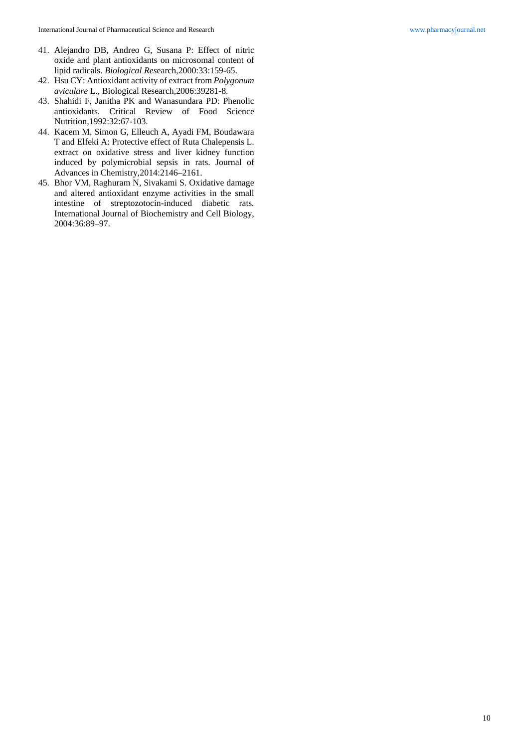41. Alejandro DB, Andreo G, Susana P: Effect of nitric oxide and plant antioxidants on microsomal content of lipid radicals. *Biological Res*earch,2000:33:159-65.
42. Hsu CY: Antioxidant activity of extract from *Polygonum aviculare* L., Biological Research,2006:39281-8.
43. Shahidi F, Janitha PK and Wanasundara PD: Phenolic antioxidants. Critical Review of Food Science Nutrition,1992:32:67-103.
44. Kacem M, Simon G, Elleuch A, Ayadi FM, Boudawara T and Elfeki A: Protective effect of Ruta Chalepensis L. extract on oxidative stress and liver kidney function induced by polymicrobial sepsis in rats. Journal of Advances in Chemistry,2014:2146–2161.
45. Bhor VM, Raghuram N, Sivakami S. Oxidative damage and altered antioxidant enzyme activities in the small intestine of streptozotocin-induced diabetic rats. International Journal of Biochemistry and Cell Biology, 2004:36:89–97.